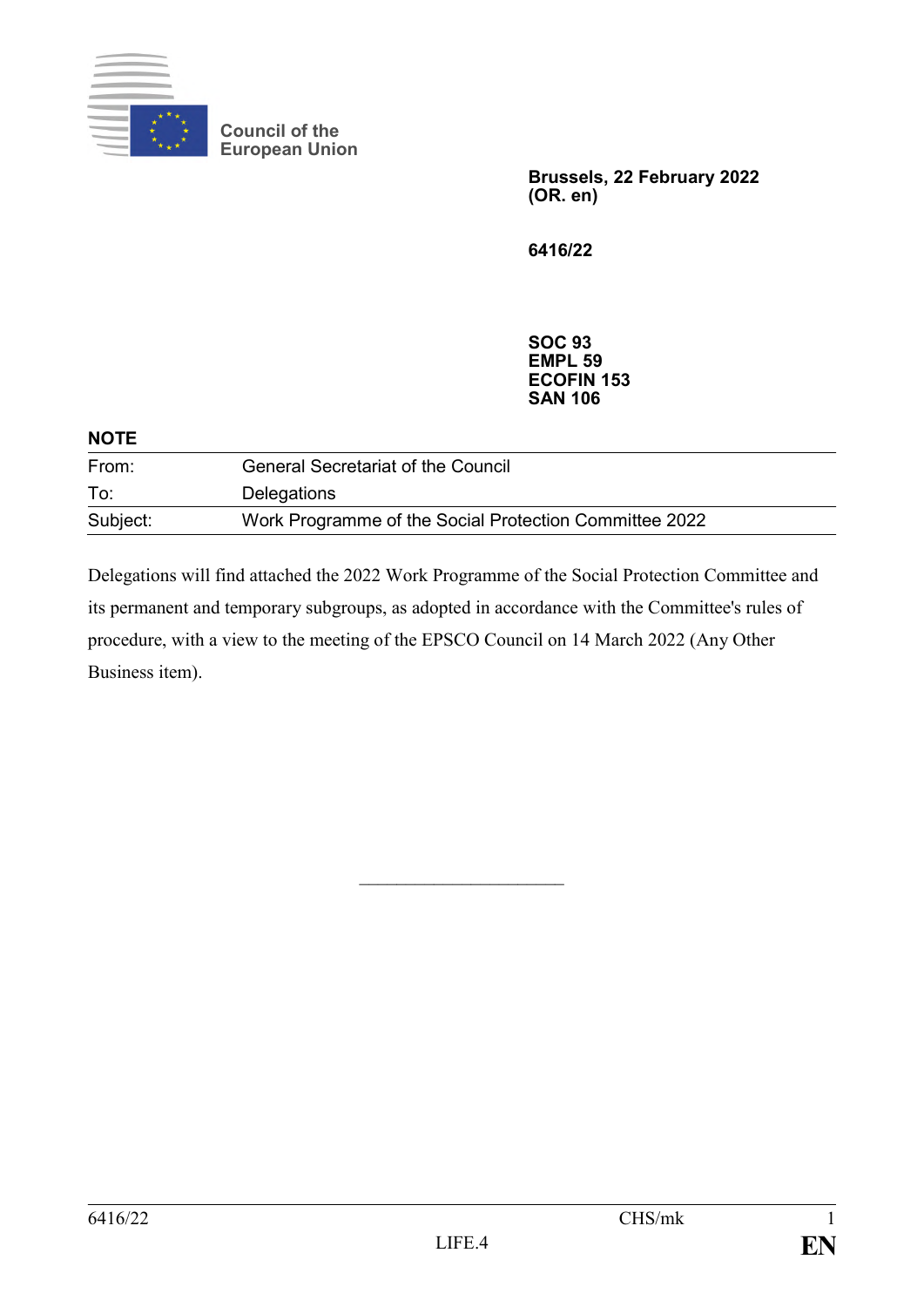Council of the
European Union

**Brussels, 22 February 2022**
**(OR. en)**

**6416/22**

**SOC 93**
**EMPL 59**
**ECOFIN 153**
**SAN 106**

**NOTE**

| | |
|---|---|
| From: | General Secretariat of the Council |
| To: | Delegations |
| Subject: | Work Programme of the Social Protection Committee 2022 |

Delegations will find attached the 2022 Work Programme of the Social Protection Committee and its permanent and temporary subgroups, as adopted in accordance with the Committee's rules of procedure, with a view to the meeting of the EPSCO Council on 14 March 2022 (Any Other Business item).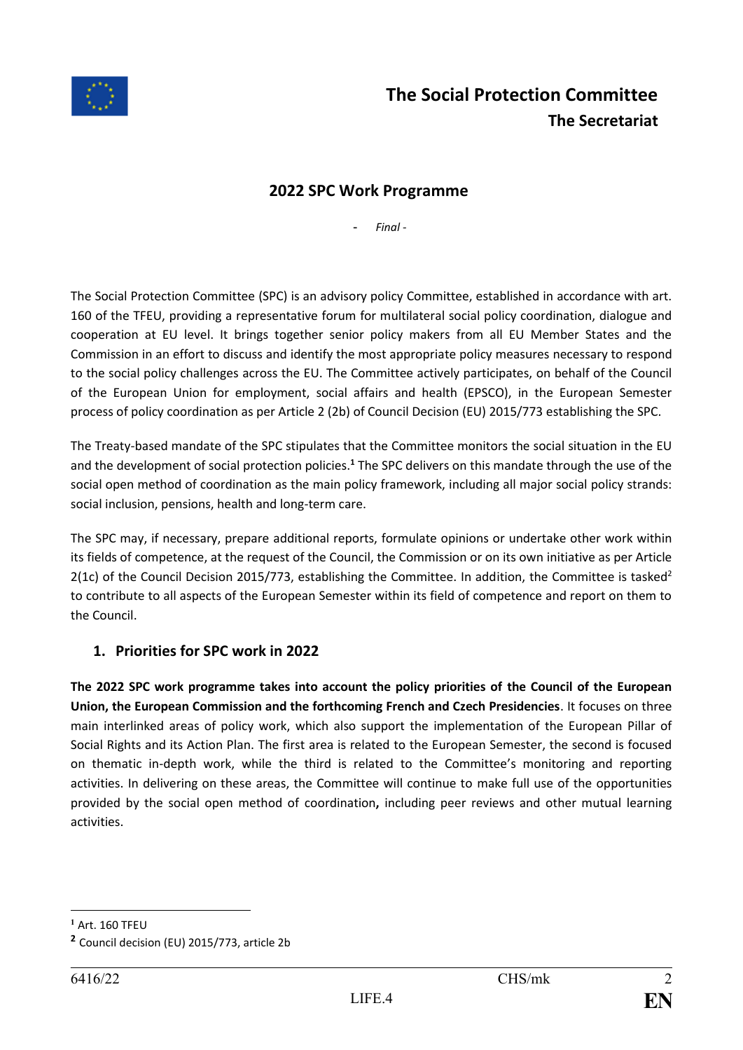# The Social Protection Committee

## The Secretariat

## 2022 SPC Work Programme

*- Final -*

The Social Protection Committee (SPC) is an advisory policy Committee, established in accordance with art. 160 of the TFEU, providing a representative forum for multilateral social policy coordination, dialogue and cooperation at EU level. It brings together senior policy makers from all EU Member States and the Commission in an effort to discuss and identify the most appropriate policy measures necessary to respond to the social policy challenges across the EU. The Committee actively participates, on behalf of the Council of the European Union for employment, social affairs and health (EPSCO), in the European Semester process of policy coordination as per Article 2 (2b) of Council Decision (EU) 2015/773 establishing the SPC.

The Treaty-based mandate of the SPC stipulates that the Committee monitors the social situation in the EU and the development of social protection policies.[1] The SPC delivers on this mandate through the use of the social open method of coordination as the main policy framework, including all major social policy strands: social inclusion, pensions, health and long-term care.

The SPC may, if necessary, prepare additional reports, formulate opinions or undertake other work within its fields of competence, at the request of the Council, the Commission or on its own initiative as per Article 2(1c) of the Council Decision 2015/773, establishing the Committee. In addition, the Committee is tasked[2] to contribute to all aspects of the European Semester within its field of competence and report on them to the Council.

## 1. Priorities for SPC work in 2022

**The 2022 SPC work programme takes into account the policy priorities of the Council of the European Union, the European Commission and the forthcoming French and Czech Presidencies**. It focuses on three main interlinked areas of policy work, which also support the implementation of the European Pillar of Social Rights and its Action Plan. The first area is related to the European Semester, the second is focused on thematic in-depth work, while the third is related to the Committee's monitoring and reporting activities. In delivering on these areas, the Committee will continue to make full use of the opportunities provided by the social open method of coordination**,** including peer reviews and other mutual learning activities.

---

[1] Art. 160 TFEU

[2] Council decision (EU) 2015/773, article 2b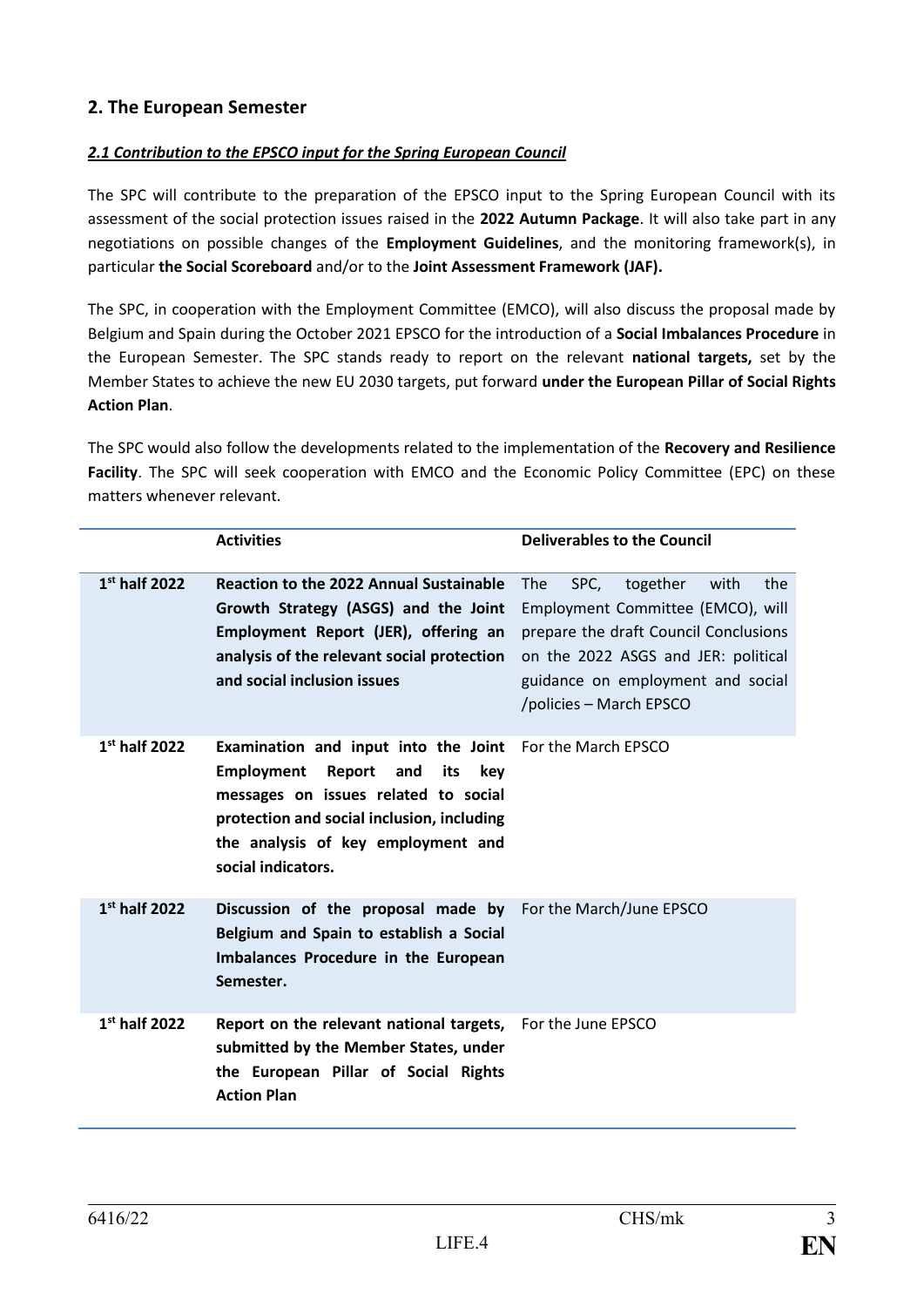## 2. The European Semester

### *2.1 Contribution to the EPSCO input for the Spring European Council*

The SPC will contribute to the preparation of the EPSCO input to the Spring European Council with its assessment of the social protection issues raised in the **2022 Autumn Package**. It will also take part in any negotiations on possible changes of the **Employment Guidelines**, and the monitoring framework(s), in particular **the Social Scoreboard** and/or to the **Joint Assessment Framework (JAF).**

The SPC, in cooperation with the Employment Committee (EMCO), will also discuss the proposal made by Belgium and Spain during the October 2021 EPSCO for the introduction of a **Social Imbalances Procedure** in the European Semester. The SPC stands ready to report on the relevant **national targets,** set by the Member States to achieve the new EU 2030 targets, put forward **under the European Pillar of Social Rights Action Plan**.

The SPC would also follow the developments related to the implementation of the **Recovery and Resilience Facility**. The SPC will seek cooperation with EMCO and the Economic Policy Committee (EPC) on these matters whenever relevant.

| | Activities | Deliverables to the Council |
|---|---|---|
| 1st half 2022 | **Reaction to the 2022 Annual Sustainable Growth Strategy (ASGS) and the Joint Employment Report (JER), offering an analysis of the relevant social protection and social inclusion issues** | The SPC, together with the Employment Committee (EMCO), will prepare the draft Council Conclusions on the 2022 ASGS and JER: political guidance on employment and social /policies – March EPSCO |
| 1st half 2022 | **Examination and input into the Joint Employment Report and its key messages on issues related to social protection and social inclusion, including the analysis of key employment and social indicators.** | For the March EPSCO |
| 1st half 2022 | **Discussion of the proposal made by Belgium and Spain to establish a Social Imbalances Procedure in the European Semester.** | For the March/June EPSCO |
| 1st half 2022 | **Report on the relevant national targets, submitted by the Member States, under the European Pillar of Social Rights Action Plan** | For the June EPSCO |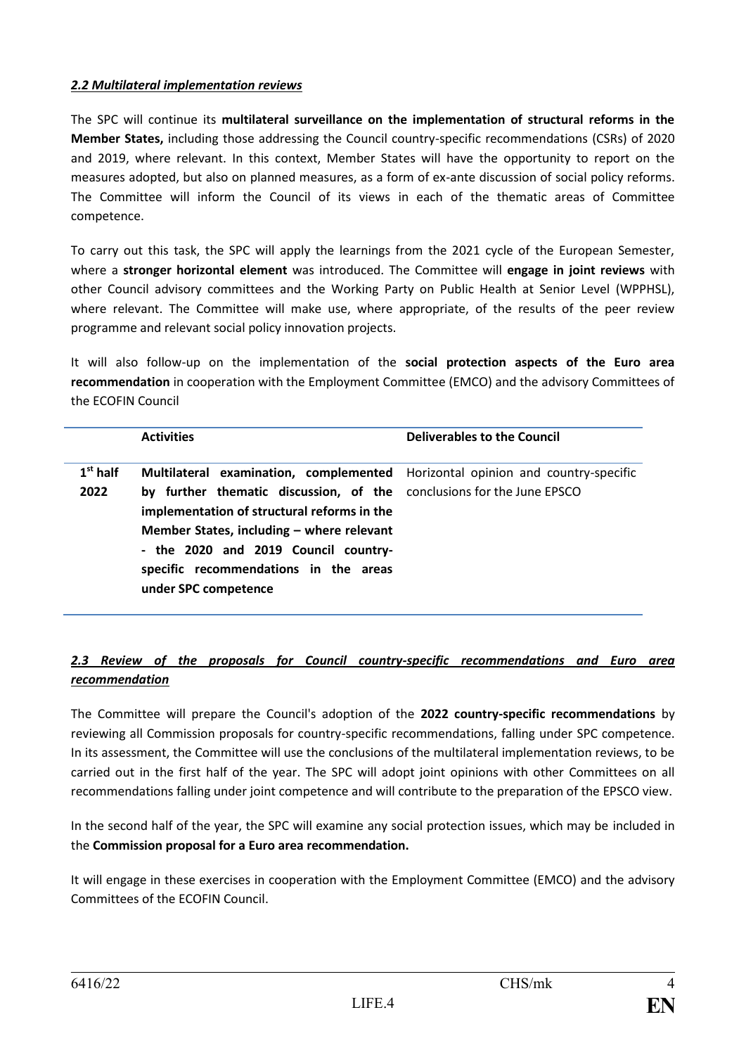### *2.2 Multilateral implementation reviews*

The SPC will continue its **multilateral surveillance on the implementation of structural reforms in the Member States,** including those addressing the Council country-specific recommendations (CSRs) of 2020 and 2019, where relevant. In this context, Member States will have the opportunity to report on the measures adopted, but also on planned measures, as a form of ex-ante discussion of social policy reforms. The Committee will inform the Council of its views in each of the thematic areas of Committee competence.

To carry out this task, the SPC will apply the learnings from the 2021 cycle of the European Semester, where a **stronger horizontal element** was introduced. The Committee will **engage in joint reviews** with other Council advisory committees and the Working Party on Public Health at Senior Level (WPPHSL), where relevant. The Committee will make use, where appropriate, of the results of the peer review programme and relevant social policy innovation projects.

It will also follow-up on the implementation of the **social protection aspects of the Euro area recommendation** in cooperation with the Employment Committee (EMCO) and the advisory Committees of the ECOFIN Council

| | **Activities** | **Deliverables to the Council** |
|---|---|---|
| 1st half 2022 | **Multilateral examination, complemented by further thematic discussion, of the implementation of structural reforms in the Member States, including – where relevant - the 2020 and 2019 Council country-specific recommendations in the areas under SPC competence** | Horizontal opinion and country-specific conclusions for the June EPSCO |

### *2.3 Review of the proposals for Council country-specific recommendations and Euro area recommendation*

The Committee will prepare the Council's adoption of the **2022 country-specific recommendations** by reviewing all Commission proposals for country-specific recommendations, falling under SPC competence. In its assessment, the Committee will use the conclusions of the multilateral implementation reviews, to be carried out in the first half of the year. The SPC will adopt joint opinions with other Committees on all recommendations falling under joint competence and will contribute to the preparation of the EPSCO view.

In the second half of the year, the SPC will examine any social protection issues, which may be included in the **Commission proposal for a Euro area recommendation.**

It will engage in these exercises in cooperation with the Employment Committee (EMCO) and the advisory Committees of the ECOFIN Council.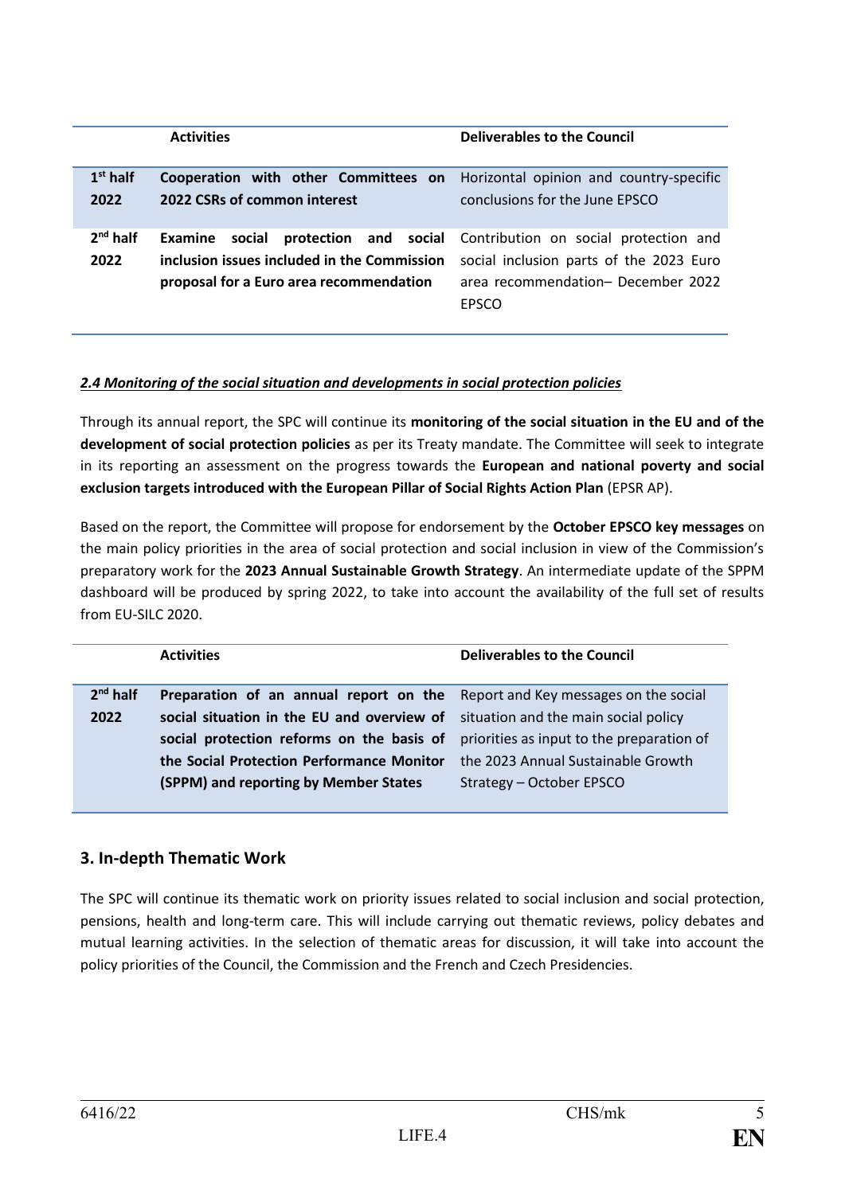| | Activities | Deliverables to the Council |
|---|---|---|
| 1st half 2022 | **Cooperation with other Committees on 2022 CSRs of common interest** | Horizontal opinion and country-specific conclusions for the June EPSCO |
| 2nd half 2022 | **Examine social protection and social inclusion issues included in the Commission proposal for a Euro area recommendation** | Contribution on social protection and social inclusion parts of the 2023 Euro area recommendation– December 2022 EPSCO |

***2.4 Monitoring of the social situation and developments in social protection policies***

Through its annual report, the SPC will continue its **monitoring of the social situation in the EU and of the development of social protection policies** as per its Treaty mandate. The Committee will seek to integrate in its reporting an assessment on the progress towards the **European and national poverty and social exclusion targets introduced with the European Pillar of Social Rights Action Plan** (EPSR AP).

Based on the report, the Committee will propose for endorsement by the **October EPSCO key messages** on the main policy priorities in the area of social protection and social inclusion in view of the Commission's preparatory work for the **2023 Annual Sustainable Growth Strategy**. An intermediate update of the SPPM dashboard will be produced by spring 2022, to take into account the availability of the full set of results from EU-SILC 2020.

| | Activities | Deliverables to the Council |
|---|---|---|
| 2nd half 2022 | **Preparation of an annual report on the social situation in the EU and overview of social protection reforms on the basis of the Social Protection Performance Monitor (SPPM) and reporting by Member States** | Report and Key messages on the social situation and the main social policy priorities as input to the preparation of the 2023 Annual Sustainable Growth Strategy – October EPSCO |

## 3. In-depth Thematic Work

The SPC will continue its thematic work on priority issues related to social inclusion and social protection, pensions, health and long-term care. This will include carrying out thematic reviews, policy debates and mutual learning activities. In the selection of thematic areas for discussion, it will take into account the policy priorities of the Council, the Commission and the French and Czech Presidencies.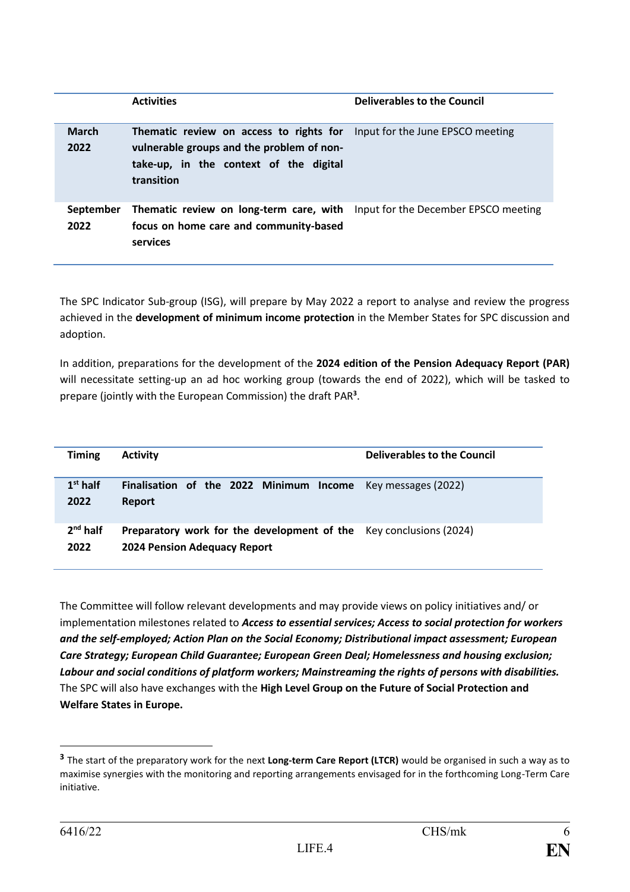| | Activities | Deliverables to the Council |
|---|---|---|
| **March 2022** | **Thematic review on access to rights for vulnerable groups and the problem of non-take-up, in the context of the digital transition** | Input for the June EPSCO meeting |
| **September 2022** | **Thematic review on long-term care, with focus on home care and community-based services** | Input for the December EPSCO meeting |

The SPC Indicator Sub-group (ISG), will prepare by May 2022 a report to analyse and review the progress achieved in the **development of minimum income protection** in the Member States for SPC discussion and adoption.

In addition, preparations for the development of the **2024 edition of the Pension Adequacy Report (PAR)** will necessitate setting-up an ad hoc working group (towards the end of 2022), which will be tasked to prepare (jointly with the European Commission) the draft PAR[3].

| Timing | Activity | Deliverables to the Council |
|---|---|---|
| **1st half 2022** | **Finalisation of the 2022 Minimum Income Report** | Key messages (2022) |
| **2nd half 2022** | **Preparatory work for the development of the 2024 Pension Adequacy Report** | Key conclusions (2024) |

The Committee will follow relevant developments and may provide views on policy initiatives and/ or implementation milestones related to ***Access to essential services; Access to social protection for workers and the self-employed; Action Plan on the Social Economy; Distributional impact assessment; European Care Strategy; European Child Guarantee; European Green Deal; Homelessness and housing exclusion; Labour and social conditions of platform workers; Mainstreaming the rights of persons with disabilities.*** The SPC will also have exchanges with the **High Level Group on the Future of Social Protection and Welfare States in Europe.**

[3] The start of the preparatory work for the next **Long-term Care Report (LTCR)** would be organised in such a way as to maximise synergies with the monitoring and reporting arrangements envisaged for in the forthcoming Long-Term Care initiative.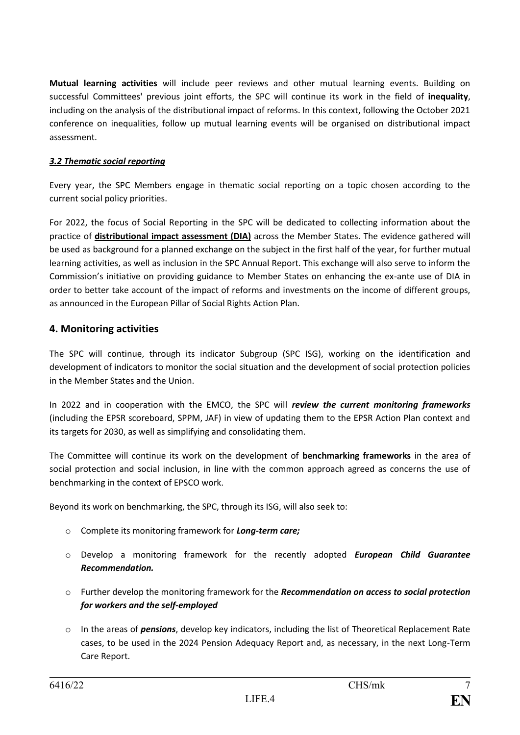**Mutual learning activities** will include peer reviews and other mutual learning events. Building on successful Committees' previous joint efforts, the SPC will continue its work in the field of **inequality**, including on the analysis of the distributional impact of reforms. In this context, following the October 2021 conference on inequalities, follow up mutual learning events will be organised on distributional impact assessment.

### ***3.2 Thematic social reporting***

Every year, the SPC Members engage in thematic social reporting on a topic chosen according to the current social policy priorities.

For 2022, the focus of Social Reporting in the SPC will be dedicated to collecting information about the practice of **distributional impact assessment (DIA)** across the Member States. The evidence gathered will be used as background for a planned exchange on the subject in the first half of the year, for further mutual learning activities, as well as inclusion in the SPC Annual Report. This exchange will also serve to inform the Commission's initiative on providing guidance to Member States on enhancing the ex-ante use of DIA in order to better take account of the impact of reforms and investments on the income of different groups, as announced in the European Pillar of Social Rights Action Plan.

## 4. Monitoring activities

The SPC will continue, through its indicator Subgroup (SPC ISG), working on the identification and development of indicators to monitor the social situation and the development of social protection policies in the Member States and the Union.

In 2022 and in cooperation with the EMCO, the SPC will ***review the current monitoring frameworks*** (including the EPSR scoreboard, SPPM, JAF) in view of updating them to the EPSR Action Plan context and its targets for 2030, as well as simplifying and consolidating them.

The Committee will continue its work on the development of **benchmarking frameworks** in the area of social protection and social inclusion, in line with the common approach agreed as concerns the use of benchmarking in the context of EPSCO work.

Beyond its work on benchmarking, the SPC, through its ISG, will also seek to:

- Complete its monitoring framework for ***Long-term care;***
- Develop a monitoring framework for the recently adopted ***European Child Guarantee Recommendation.***
- Further develop the monitoring framework for the ***Recommendation on access to social protection for workers and the self-employed***
- In the areas of ***pensions***, develop key indicators, including the list of Theoretical Replacement Rate cases, to be used in the 2024 Pension Adequacy Report and, as necessary, in the next Long-Term Care Report.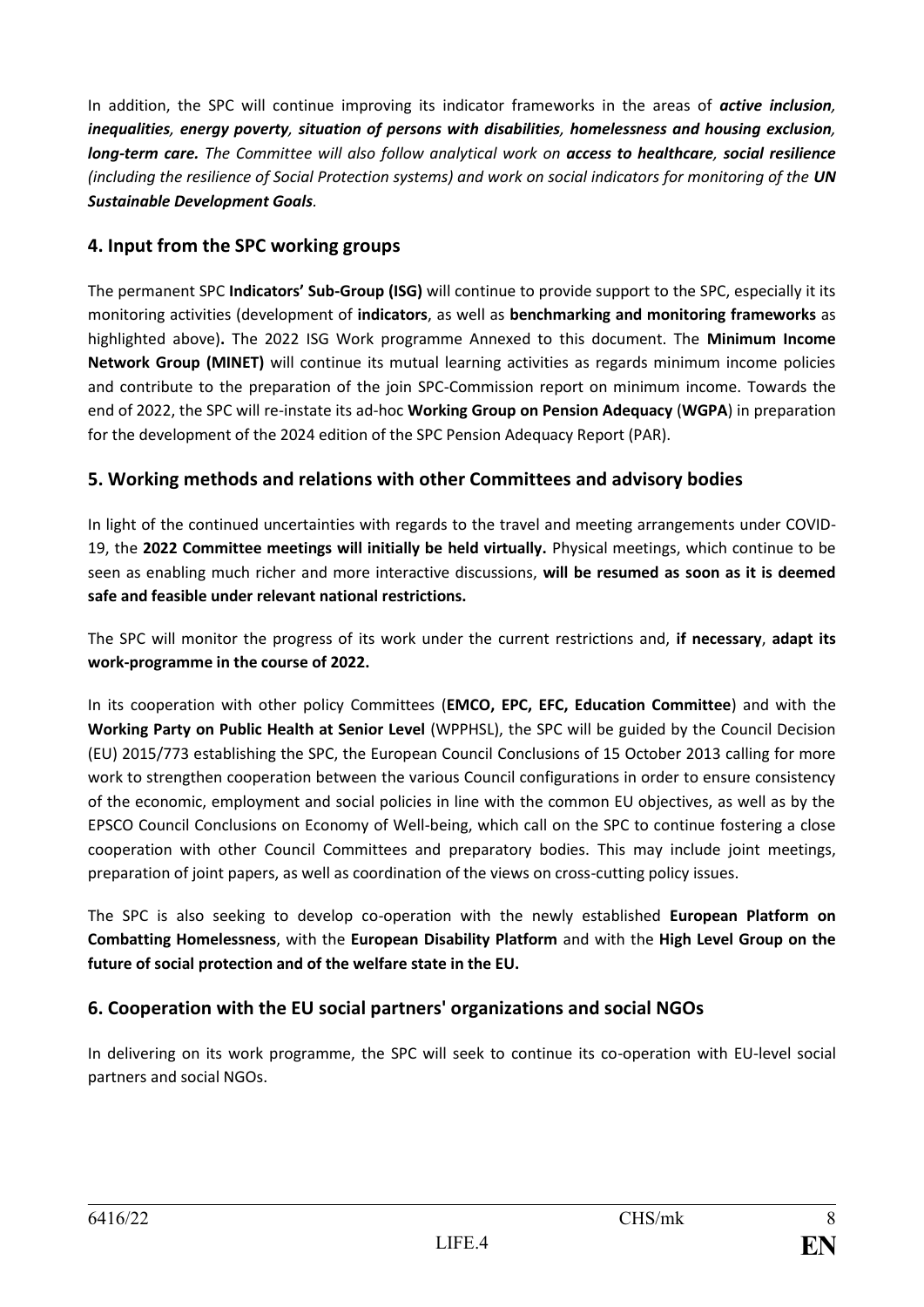In addition, the SPC will continue improving its indicator frameworks in the areas of ***active inclusion**, **inequalities**, **energy poverty**, **situation of persons with disabilities**, **homelessness and housing exclusion**, **long-term care.** The Committee will also follow analytical work on **access to healthcare**, **social resilience** (including the resilience of Social Protection systems) and work on social indicators for monitoring of the **UN Sustainable Development Goals**.*

## 4. Input from the SPC working groups

The permanent SPC **Indicators' Sub-Group (ISG)** will continue to provide support to the SPC, especially it its monitoring activities (development of **indicators**, as well as **benchmarking and monitoring frameworks** as highlighted above)**.** The 2022 ISG Work programme Annexed to this document. The **Minimum Income Network Group (MINET)** will continue its mutual learning activities as regards minimum income policies and contribute to the preparation of the join SPC-Commission report on minimum income. Towards the end of 2022, the SPC will re-instate its ad-hoc **Working Group on Pension Adequacy** (**WGPA**) in preparation for the development of the 2024 edition of the SPC Pension Adequacy Report (PAR).

## 5. Working methods and relations with other Committees and advisory bodies

In light of the continued uncertainties with regards to the travel and meeting arrangements under COVID-19, the **2022 Committee meetings will initially be held virtually.** Physical meetings, which continue to be seen as enabling much richer and more interactive discussions, **will be resumed as soon as it is deemed safe and feasible under relevant national restrictions.**

The SPC will monitor the progress of its work under the current restrictions and, **if necessary**, **adapt its work-programme in the course of 2022.**

In its cooperation with other policy Committees (**EMCO, EPC, EFC, Education Committee**) and with the **Working Party on Public Health at Senior Level** (WPPHSL), the SPC will be guided by the Council Decision (EU) 2015/773 establishing the SPC, the European Council Conclusions of 15 October 2013 calling for more work to strengthen cooperation between the various Council configurations in order to ensure consistency of the economic, employment and social policies in line with the common EU objectives, as well as by the EPSCO Council Conclusions on Economy of Well-being, which call on the SPC to continue fostering a close cooperation with other Council Committees and preparatory bodies. This may include joint meetings, preparation of joint papers, as well as coordination of the views on cross-cutting policy issues.

The SPC is also seeking to develop co-operation with the newly established **European Platform on Combatting Homelessness**, with the **European Disability Platform** and with the **High Level Group on the future of social protection and of the welfare state in the EU.**

## 6. Cooperation with the EU social partners' organizations and social NGOs

In delivering on its work programme, the SPC will seek to continue its co-operation with EU-level social partners and social NGOs.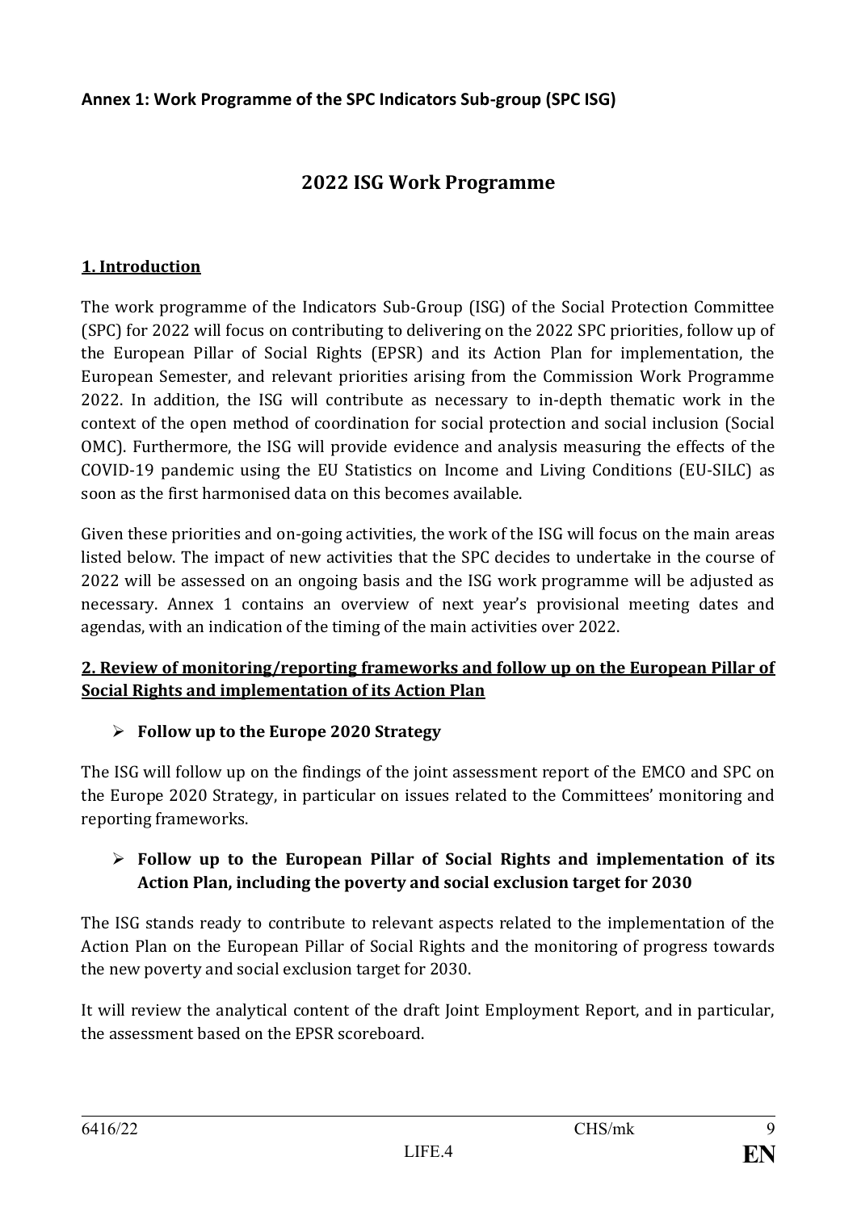**Annex 1: Work Programme of the SPC Indicators Sub-group (SPC ISG)**

# 2022 ISG Work Programme

## 1. Introduction

The work programme of the Indicators Sub-Group (ISG) of the Social Protection Committee (SPC) for 2022 will focus on contributing to delivering on the 2022 SPC priorities, follow up of the European Pillar of Social Rights (EPSR) and its Action Plan for implementation, the European Semester, and relevant priorities arising from the Commission Work Programme 2022. In addition, the ISG will contribute as necessary to in-depth thematic work in the context of the open method of coordination for social protection and social inclusion (Social OMC). Furthermore, the ISG will provide evidence and analysis measuring the effects of the COVID-19 pandemic using the EU Statistics on Income and Living Conditions (EU-SILC) as soon as the first harmonised data on this becomes available.

Given these priorities and on-going activities, the work of the ISG will focus on the main areas listed below. The impact of new activities that the SPC decides to undertake in the course of 2022 will be assessed on an ongoing basis and the ISG work programme will be adjusted as necessary. Annex 1 contains an overview of next year's provisional meeting dates and agendas, with an indication of the timing of the main activities over 2022.

## 2. Review of monitoring/reporting frameworks and follow up on the European Pillar of Social Rights and implementation of its Action Plan

- **Follow up to the Europe 2020 Strategy**

The ISG will follow up on the findings of the joint assessment report of the EMCO and SPC on the Europe 2020 Strategy, in particular on issues related to the Committees' monitoring and reporting frameworks.

- **Follow up to the European Pillar of Social Rights and implementation of its Action Plan, including the poverty and social exclusion target for 2030**

The ISG stands ready to contribute to relevant aspects related to the implementation of the Action Plan on the European Pillar of Social Rights and the monitoring of progress towards the new poverty and social exclusion target for 2030.

It will review the analytical content of the draft Joint Employment Report, and in particular, the assessment based on the EPSR scoreboard.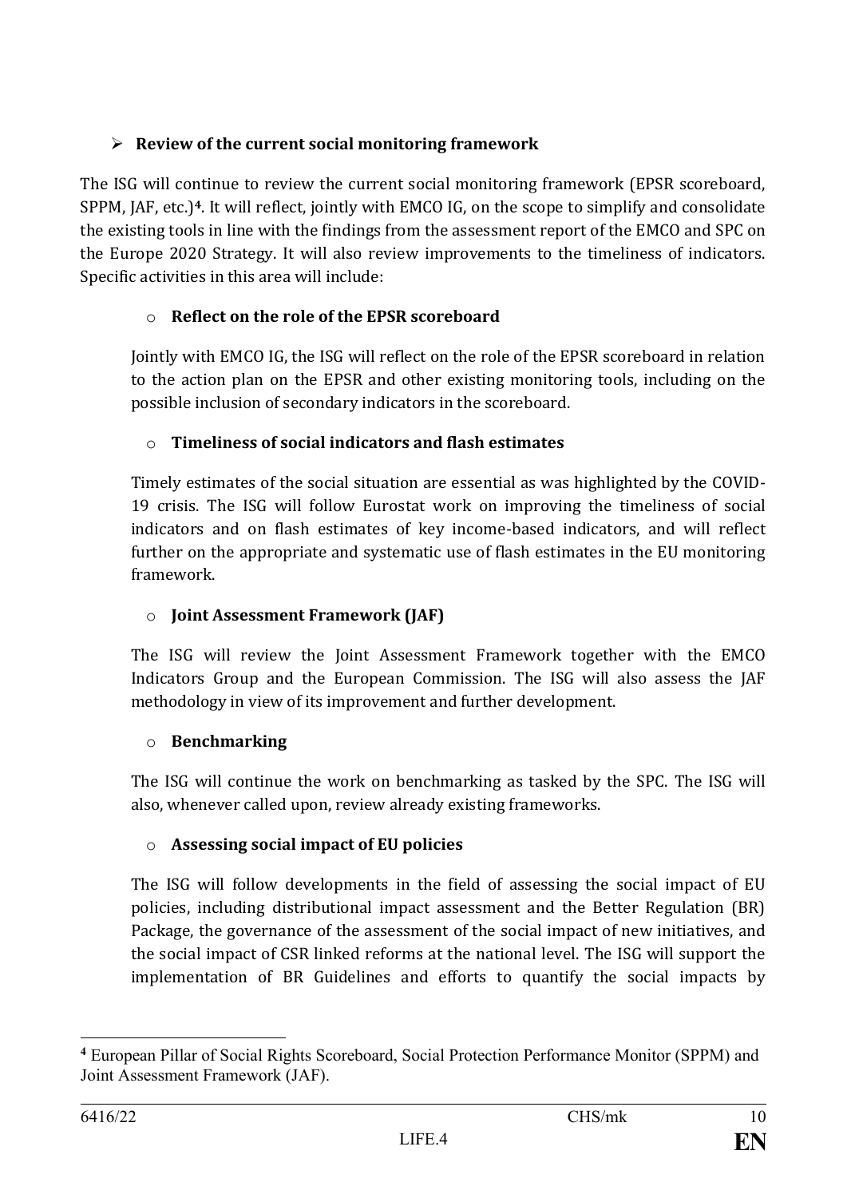- **Review of the current social monitoring framework**

The ISG will continue to review the current social monitoring framework (EPSR scoreboard, SPPM, JAF, etc.)[4]. It will reflect, jointly with EMCO IG, on the scope to simplify and consolidate the existing tools in line with the findings from the assessment report of the EMCO and SPC on the Europe 2020 Strategy. It will also review improvements to the timeliness of indicators. Specific activities in this area will include:

  - **Reflect on the role of the EPSR scoreboard**

    Jointly with EMCO IG, the ISG will reflect on the role of the EPSR scoreboard in relation to the action plan on the EPSR and other existing monitoring tools, including on the possible inclusion of secondary indicators in the scoreboard.

  - **Timeliness of social indicators and flash estimates**

    Timely estimates of the social situation are essential as was highlighted by the COVID-19 crisis. The ISG will follow Eurostat work on improving the timeliness of social indicators and on flash estimates of key income-based indicators, and will reflect further on the appropriate and systematic use of flash estimates in the EU monitoring framework.

  - **Joint Assessment Framework (JAF)**

    The ISG will review the Joint Assessment Framework together with the EMCO Indicators Group and the European Commission. The ISG will also assess the JAF methodology in view of its improvement and further development.

  - **Benchmarking**

    The ISG will continue the work on benchmarking as tasked by the SPC. The ISG will also, whenever called upon, review already existing frameworks.

  - **Assessing social impact of EU policies**

    The ISG will follow developments in the field of assessing the social impact of EU policies, including distributional impact assessment and the Better Regulation (BR) Package, the governance of the assessment of the social impact of new initiatives, and the social impact of CSR linked reforms at the national level. The ISG will support the implementation of BR Guidelines and efforts to quantify the social impacts by

---

[4] European Pillar of Social Rights Scoreboard, Social Protection Performance Monitor (SPPM) and Joint Assessment Framework (JAF).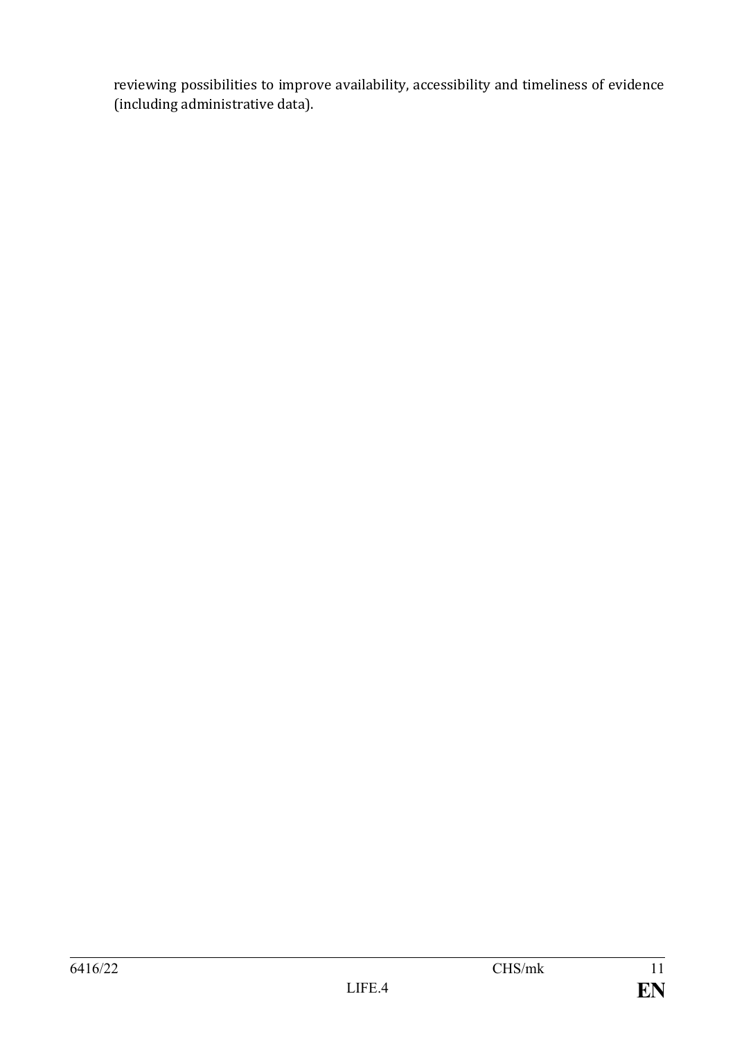reviewing possibilities to improve availability, accessibility and timeliness of evidence (including administrative data).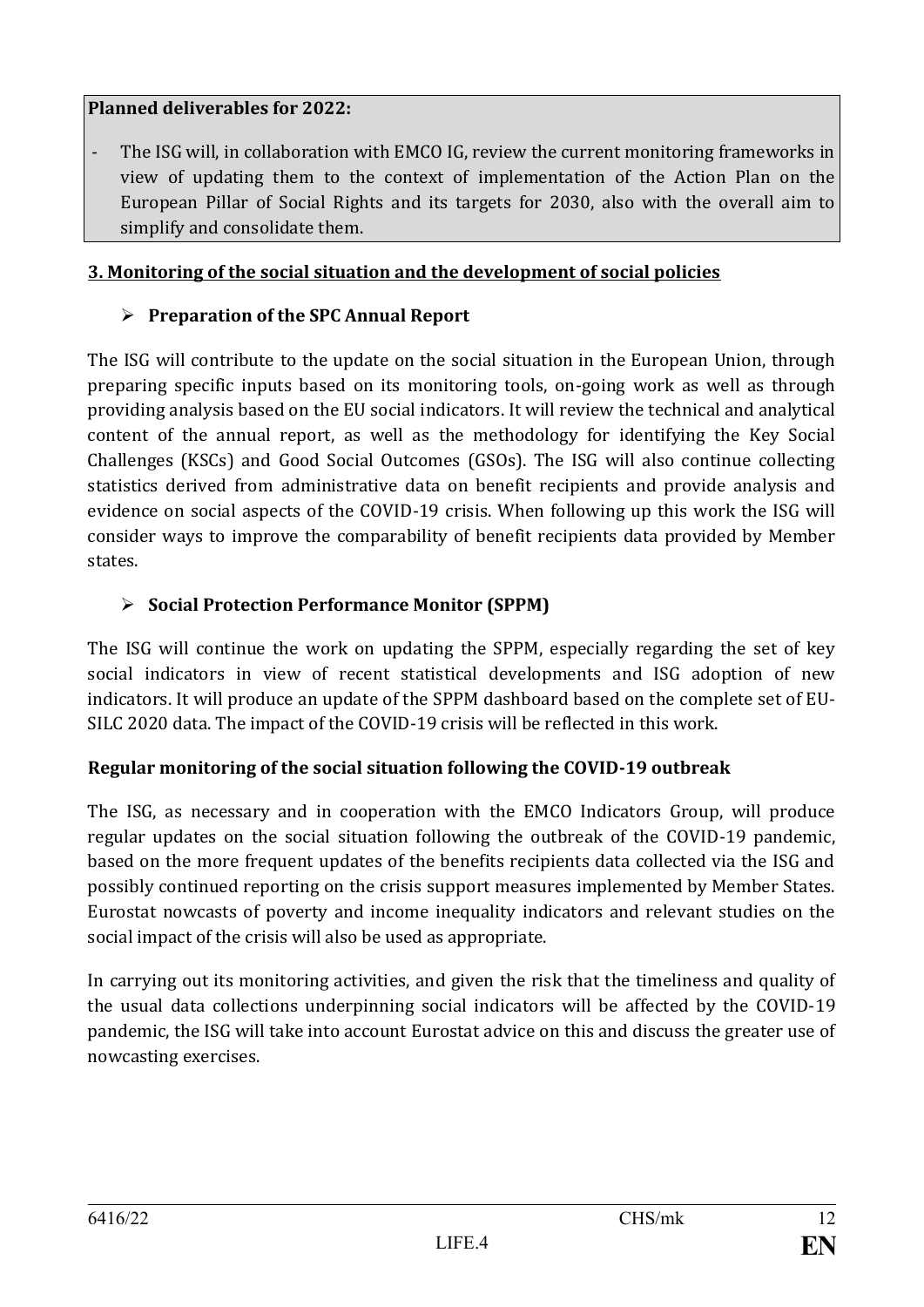**Planned deliverables for 2022:**

- The ISG will, in collaboration with EMCO IG, review the current monitoring frameworks in view of updating them to the context of implementation of the Action Plan on the European Pillar of Social Rights and its targets for 2030, also with the overall aim to simplify and consolidate them.

## 3. Monitoring of the social situation and the development of social policies

- **Preparation of the SPC Annual Report**

The ISG will contribute to the update on the social situation in the European Union, through preparing specific inputs based on its monitoring tools, on-going work as well as through providing analysis based on the EU social indicators. It will review the technical and analytical content of the annual report, as well as the methodology for identifying the Key Social Challenges (KSCs) and Good Social Outcomes (GSOs). The ISG will also continue collecting statistics derived from administrative data on benefit recipients and provide analysis and evidence on social aspects of the COVID-19 crisis. When following up this work the ISG will consider ways to improve the comparability of benefit recipients data provided by Member states.

- **Social Protection Performance Monitor (SPPM)**

The ISG will continue the work on updating the SPPM, especially regarding the set of key social indicators in view of recent statistical developments and ISG adoption of new indicators. It will produce an update of the SPPM dashboard based on the complete set of EU-SILC 2020 data. The impact of the COVID-19 crisis will be reflected in this work.

**Regular monitoring of the social situation following the COVID-19 outbreak**

The ISG, as necessary and in cooperation with the EMCO Indicators Group, will produce regular updates on the social situation following the outbreak of the COVID-19 pandemic, based on the more frequent updates of the benefits recipients data collected via the ISG and possibly continued reporting on the crisis support measures implemented by Member States. Eurostat nowcasts of poverty and income inequality indicators and relevant studies on the social impact of the crisis will also be used as appropriate.

In carrying out its monitoring activities, and given the risk that the timeliness and quality of the usual data collections underpinning social indicators will be affected by the COVID-19 pandemic, the ISG will take into account Eurostat advice on this and discuss the greater use of nowcasting exercises.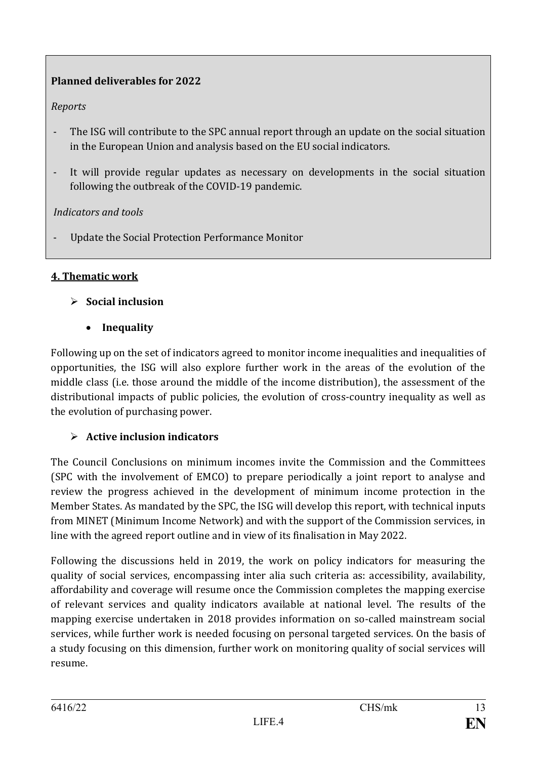**Planned deliverables for 2022**

*Reports*

- The ISG will contribute to the SPC annual report through an update on the social situation in the European Union and analysis based on the EU social indicators.
- It will provide regular updates as necessary on developments in the social situation following the outbreak of the COVID-19 pandemic.

*Indicators and tools*

- Update the Social Protection Performance Monitor

**4. Thematic work**

- **Social inclusion**
  - **Inequality**

Following up on the set of indicators agreed to monitor income inequalities and inequalities of opportunities, the ISG will also explore further work in the areas of the evolution of the middle class (i.e. those around the middle of the income distribution), the assessment of the distributional impacts of public policies, the evolution of cross-country inequality as well as the evolution of purchasing power.

- **Active inclusion indicators**

The Council Conclusions on minimum incomes invite the Commission and the Committees (SPC with the involvement of EMCO) to prepare periodically a joint report to analyse and review the progress achieved in the development of minimum income protection in the Member States. As mandated by the SPC, the ISG will develop this report, with technical inputs from MINET (Minimum Income Network) and with the support of the Commission services, in line with the agreed report outline and in view of its finalisation in May 2022.

Following the discussions held in 2019, the work on policy indicators for measuring the quality of social services, encompassing inter alia such criteria as: accessibility, availability, affordability and coverage will resume once the Commission completes the mapping exercise of relevant services and quality indicators available at national level. The results of the mapping exercise undertaken in 2018 provides information on so-called mainstream social services, while further work is needed focusing on personal targeted services. On the basis of a study focusing on this dimension, further work on monitoring quality of social services will resume.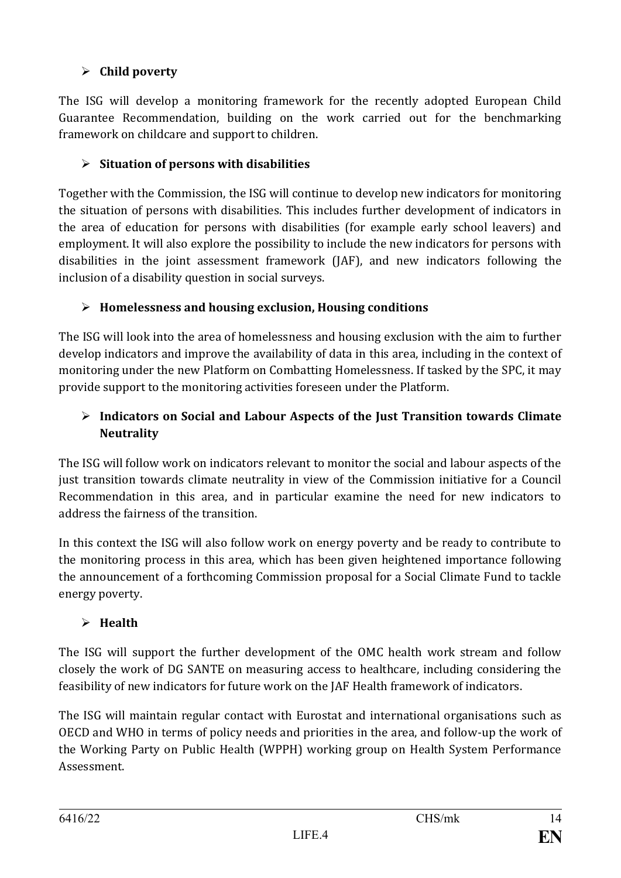- **Child poverty**

The ISG will develop a monitoring framework for the recently adopted European Child Guarantee Recommendation, building on the work carried out for the benchmarking framework on childcare and support to children.

- **Situation of persons with disabilities**

Together with the Commission, the ISG will continue to develop new indicators for monitoring the situation of persons with disabilities. This includes further development of indicators in the area of education for persons with disabilities (for example early school leavers) and employment. It will also explore the possibility to include the new indicators for persons with disabilities in the joint assessment framework (JAF), and new indicators following the inclusion of a disability question in social surveys.

- **Homelessness and housing exclusion, Housing conditions**

The ISG will look into the area of homelessness and housing exclusion with the aim to further develop indicators and improve the availability of data in this area, including in the context of monitoring under the new Platform on Combatting Homelessness. If tasked by the SPC, it may provide support to the monitoring activities foreseen under the Platform.

- **Indicators on Social and Labour Aspects of the Just Transition towards Climate Neutrality**

The ISG will follow work on indicators relevant to monitor the social and labour aspects of the just transition towards climate neutrality in view of the Commission initiative for a Council Recommendation in this area, and in particular examine the need for new indicators to address the fairness of the transition.

In this context the ISG will also follow work on energy poverty and be ready to contribute to the monitoring process in this area, which has been given heightened importance following the announcement of a forthcoming Commission proposal for a Social Climate Fund to tackle energy poverty.

- **Health**

The ISG will support the further development of the OMC health work stream and follow closely the work of DG SANTE on measuring access to healthcare, including considering the feasibility of new indicators for future work on the JAF Health framework of indicators.

The ISG will maintain regular contact with Eurostat and international organisations such as OECD and WHO in terms of policy needs and priorities in the area, and follow-up the work of the Working Party on Public Health (WPPH) working group on Health System Performance Assessment.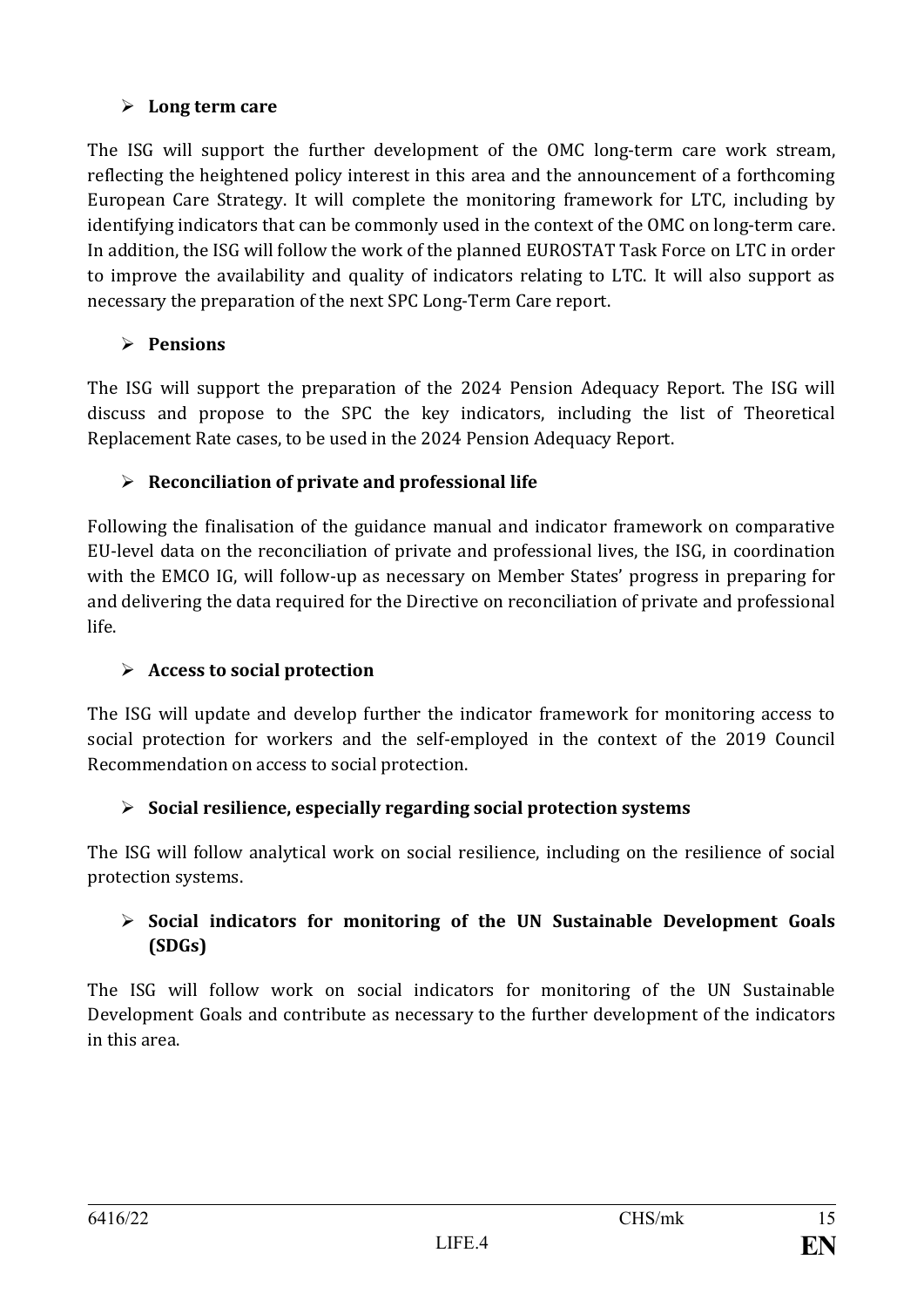- **Long term care**

The ISG will support the further development of the OMC long-term care work stream, reflecting the heightened policy interest in this area and the announcement of a forthcoming European Care Strategy. It will complete the monitoring framework for LTC, including by identifying indicators that can be commonly used in the context of the OMC on long-term care. In addition, the ISG will follow the work of the planned EUROSTAT Task Force on LTC in order to improve the availability and quality of indicators relating to LTC. It will also support as necessary the preparation of the next SPC Long-Term Care report.

- **Pensions**

The ISG will support the preparation of the 2024 Pension Adequacy Report. The ISG will discuss and propose to the SPC the key indicators, including the list of Theoretical Replacement Rate cases, to be used in the 2024 Pension Adequacy Report.

- **Reconciliation of private and professional life**

Following the finalisation of the guidance manual and indicator framework on comparative EU-level data on the reconciliation of private and professional lives, the ISG, in coordination with the EMCO IG, will follow-up as necessary on Member States' progress in preparing for and delivering the data required for the Directive on reconciliation of private and professional life.

- **Access to social protection**

The ISG will update and develop further the indicator framework for monitoring access to social protection for workers and the self-employed in the context of the 2019 Council Recommendation on access to social protection.

- **Social resilience, especially regarding social protection systems**

The ISG will follow analytical work on social resilience, including on the resilience of social protection systems.

- **Social indicators for monitoring of the UN Sustainable Development Goals (SDGs)**

The ISG will follow work on social indicators for monitoring of the UN Sustainable Development Goals and contribute as necessary to the further development of the indicators in this area.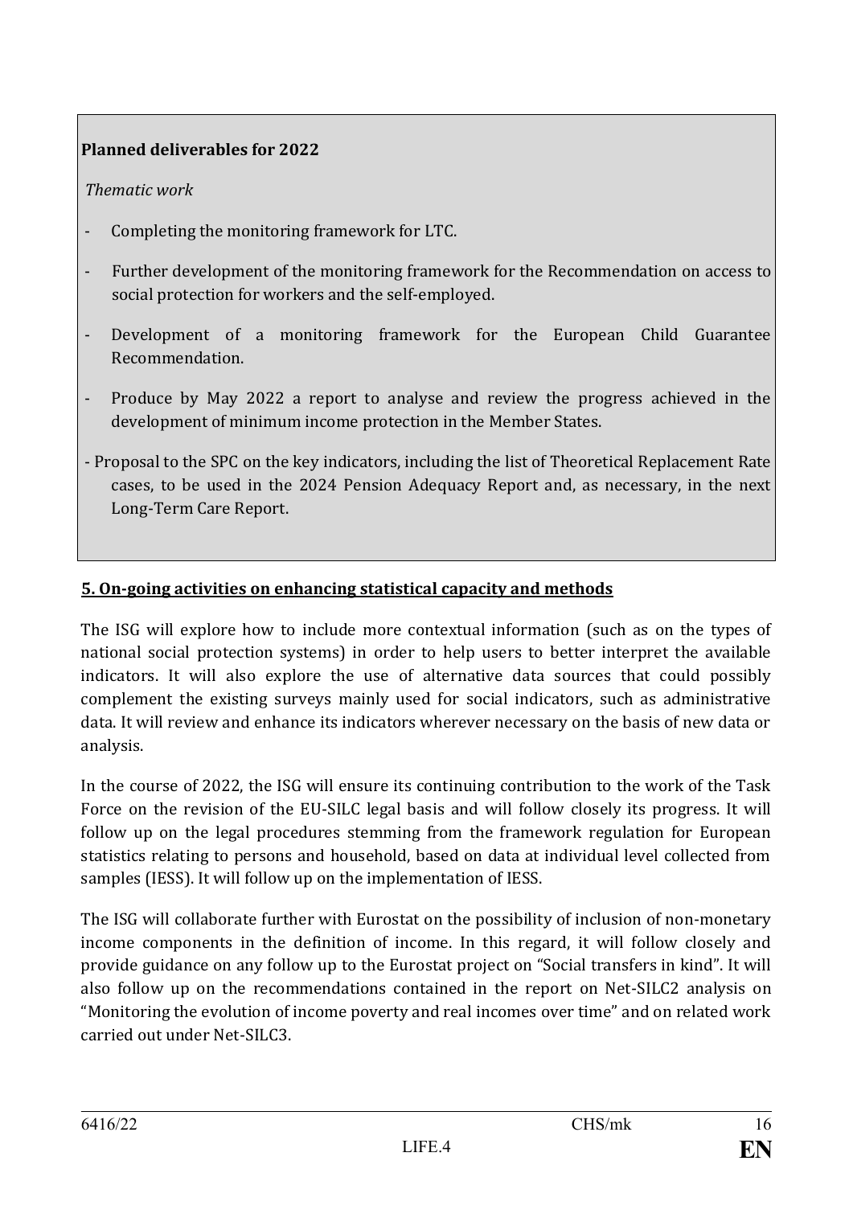**Planned deliverables for 2022**

*Thematic work*

- Completing the monitoring framework for LTC.
- Further development of the monitoring framework for the Recommendation on access to social protection for workers and the self-employed.
- Development of a monitoring framework for the European Child Guarantee Recommendation.
- Produce by May 2022 a report to analyse and review the progress achieved in the development of minimum income protection in the Member States.
- Proposal to the SPC on the key indicators, including the list of Theoretical Replacement Rate cases, to be used in the 2024 Pension Adequacy Report and, as necessary, in the next Long-Term Care Report.

## 5. On-going activities on enhancing statistical capacity and methods

The ISG will explore how to include more contextual information (such as on the types of national social protection systems) in order to help users to better interpret the available indicators. It will also explore the use of alternative data sources that could possibly complement the existing surveys mainly used for social indicators, such as administrative data. It will review and enhance its indicators wherever necessary on the basis of new data or analysis.

In the course of 2022, the ISG will ensure its continuing contribution to the work of the Task Force on the revision of the EU-SILC legal basis and will follow closely its progress. It will follow up on the legal procedures stemming from the framework regulation for European statistics relating to persons and household, based on data at individual level collected from samples (IESS). It will follow up on the implementation of IESS.

The ISG will collaborate further with Eurostat on the possibility of inclusion of non-monetary income components in the definition of income. In this regard, it will follow closely and provide guidance on any follow up to the Eurostat project on "Social transfers in kind". It will also follow up on the recommendations contained in the report on Net-SILC2 analysis on "Monitoring the evolution of income poverty and real incomes over time" and on related work carried out under Net-SILC3.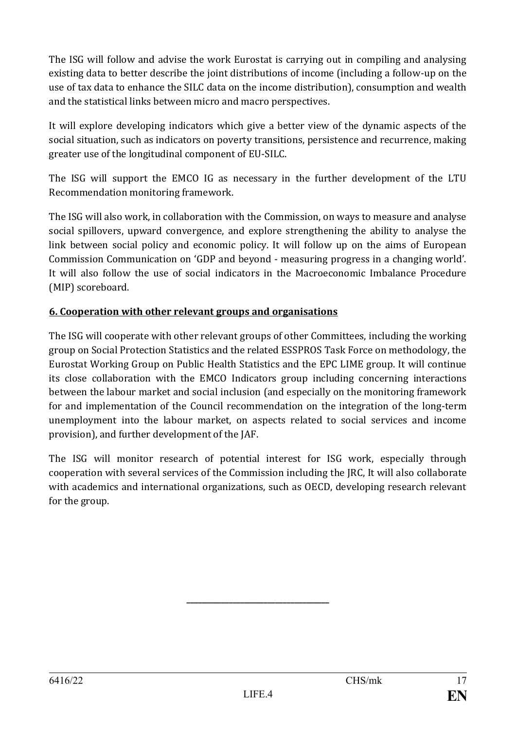The ISG will follow and advise the work Eurostat is carrying out in compiling and analysing existing data to better describe the joint distributions of income (including a follow-up on the use of tax data to enhance the SILC data on the income distribution), consumption and wealth and the statistical links between micro and macro perspectives.

It will explore developing indicators which give a better view of the dynamic aspects of the social situation, such as indicators on poverty transitions, persistence and recurrence, making greater use of the longitudinal component of EU-SILC.

The ISG will support the EMCO IG as necessary in the further development of the LTU Recommendation monitoring framework.

The ISG will also work, in collaboration with the Commission, on ways to measure and analyse social spillovers, upward convergence, and explore strengthening the ability to analyse the link between social policy and economic policy. It will follow up on the aims of European Commission Communication on 'GDP and beyond - measuring progress in a changing world'. It will also follow the use of social indicators in the Macroeconomic Imbalance Procedure (MIP) scoreboard.

## 6. Cooperation with other relevant groups and organisations

The ISG will cooperate with other relevant groups of other Committees, including the working group on Social Protection Statistics and the related ESSPROS Task Force on methodology, the Eurostat Working Group on Public Health Statistics and the EPC LIME group. It will continue its close collaboration with the EMCO Indicators group including concerning interactions between the labour market and social inclusion (and especially on the monitoring framework for and implementation of the Council recommendation on the integration of the long-term unemployment into the labour market, on aspects related to social services and income provision), and further development of the JAF.

The ISG will monitor research of potential interest for ISG work, especially through cooperation with several services of the Commission including the JRC, It will also collaborate with academics and international organizations, such as OECD, developing research relevant for the group.

---